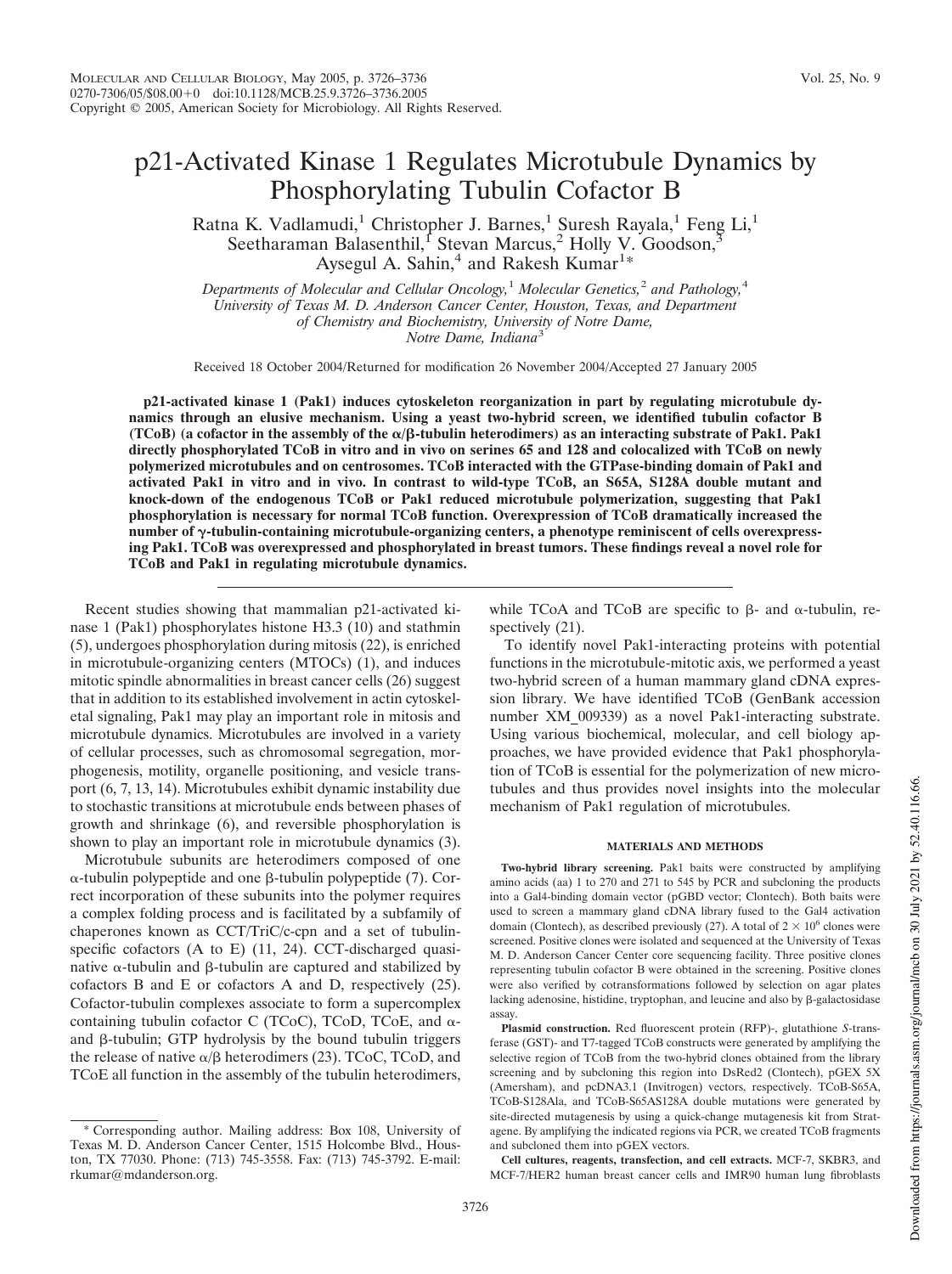# p21-Activated Kinase 1 Regulates Microtubule Dynamics by Phosphorylating Tubulin Cofactor B

Ratna K. Vadlamudi,[1] Christopher J. Barnes,[1] Suresh Rayala,[1] Feng Li,[1] Seetharaman Balasenthil,[1] Stevan Marcus,[2] Holly V. Goodson,[3] Aysegul A. Sahin,[4] and Rakesh Kumar[1]*

*Departments of Molecular and Cellular Oncology,[1] Molecular Genetics,[2] and Pathology,[4] University of Texas M. D. Anderson Cancer Center, Houston, Texas, and Department of Chemistry and Biochemistry, University of Notre Dame, Notre Dame, Indiana[3]*

Received 18 October 2004/Returned for modification 26 November 2004/Accepted 27 January 2005

**p21-activated kinase 1 (Pak1) induces cytoskeleton reorganization in part by regulating microtubule dynamics through an elusive mechanism. Using a yeast two-hybrid screen, we identified tubulin cofactor B (TCoB) (a cofactor in the assembly of the α/β-tubulin heterodimers) as an interacting substrate of Pak1. Pak1 directly phosphorylated TCoB in vitro and in vivo on serines 65 and 128 and colocalized with TCoB on newly polymerized microtubules and on centrosomes. TCoB interacted with the GTPase-binding domain of Pak1 and activated Pak1 in vitro and in vivo. In contrast to wild-type TCoB, an S65A, S128A double mutant and knock-down of the endogenous TCoB or Pak1 reduced microtubule polymerization, suggesting that Pak1 phosphorylation is necessary for normal TCoB function. Overexpression of TCoB dramatically increased the number of γ-tubulin-containing microtubule-organizing centers, a phenotype reminiscent of cells overexpressing Pak1. TCoB was overexpressed and phosphorylated in breast tumors. These findings reveal a novel role for TCoB and Pak1 in regulating microtubule dynamics.**

Recent studies showing that mammalian p21-activated kinase 1 (Pak1) phosphorylates histone H3.3 (10) and stathmin (5), undergoes phosphorylation during mitosis (22), is enriched in microtubule-organizing centers (MTOCs) (1), and induces mitotic spindle abnormalities in breast cancer cells (26) suggest that in addition to its established involvement in actin cytoskeletal signaling, Pak1 may play an important role in mitosis and microtubule dynamics. Microtubules are involved in a variety of cellular processes, such as chromosomal segregation, morphogenesis, motility, organelle positioning, and vesicle transport (6, 7, 13, 14). Microtubules exhibit dynamic instability due to stochastic transitions at microtubule ends between phases of growth and shrinkage (6), and reversible phosphorylation is shown to play an important role in microtubule dynamics (3).

Microtubule subunits are heterodimers composed of one α-tubulin polypeptide and one β-tubulin polypeptide (7). Correct incorporation of these subunits into the polymer requires a complex folding process and is facilitated by a subfamily of chaperones known as CCT/TriC/c-cpn and a set of tubulin-specific cofactors (A to E) (11, 24). CCT-discharged quasinative α-tubulin and β-tubulin are captured and stabilized by cofactors B and E or cofactors A and D, respectively (25). Cofactor-tubulin complexes associate to form a supercomplex containing tubulin cofactor C (TCoC), TCoD, TCoE, and α- and β-tubulin; GTP hydrolysis by the bound tubulin triggers the release of native α/β heterodimers (23). TCoC, TCoD, and TCoE all function in the assembly of the tubulin heterodimers, while TCoA and TCoB are specific to β- and α-tubulin, respectively (21).

To identify novel Pak1-interacting proteins with potential functions in the microtubule-mitotic axis, we performed a yeast two-hybrid screen of a human mammary gland cDNA expression library. We have identified TCoB (GenBank accession number XM_009339) as a novel Pak1-interacting substrate. Using various biochemical, molecular, and cell biology approaches, we have provided evidence that Pak1 phosphorylation of TCoB is essential for the polymerization of new microtubules and thus provides novel insights into the molecular mechanism of Pak1 regulation of microtubules.

## MATERIALS AND METHODS

**Two-hybrid library screening.** Pak1 baits were constructed by amplifying amino acids (aa) 1 to 270 and 271 to 545 by PCR and subcloning the products into a Gal4-binding domain vector (pGBD vector; Clontech). Both baits were used to screen a mammary gland cDNA library fused to the Gal4 activation domain (Clontech), as described previously (27). A total of $2 \times 10^6$ clones were screened. Positive clones were isolated and sequenced at the University of Texas M. D. Anderson Cancer Center core sequencing facility. Three positive clones representing tubulin cofactor B were obtained in the screening. Positive clones were also verified by cotransformations followed by selection on agar plates lacking adenosine, histidine, tryptophan, and leucine and also by β-galactosidase assay.

**Plasmid construction.** Red fluorescent protein (RFP)-, glutathione S-transferase (GST)- and T7-tagged TCoB constructs were generated by amplifying the selective region of TCoB from the two-hybrid clones obtained from the library screening and by subcloning this region into DsRed2 (Clontech), pGEX 5X (Amersham), and pcDNA3.1 (Invitrogen) vectors, respectively. TCoB-S65A, TCoB-S128Ala, and TCoB-S65AS128A double mutations were generated by site-directed mutagenesis by using a quick-change mutagenesis kit from Stratagene. By amplifying the indicated regions via PCR, we created TCoB fragments and subcloned them into pGEX vectors.

**Cell cultures, reagents, transfection, and cell extracts.** MCF-7, SKBR3, and MCF-7/HER2 human breast cancer cells and IMR90 human lung fibroblasts

* Corresponding author. Mailing address: Box 108, University of Texas M. D. Anderson Cancer Center, 1515 Holcombe Blvd., Houston, TX 77030. Phone: (713) 745-3558. Fax: (713) 745-3792. E-mail: rkumar@mdanderson.org.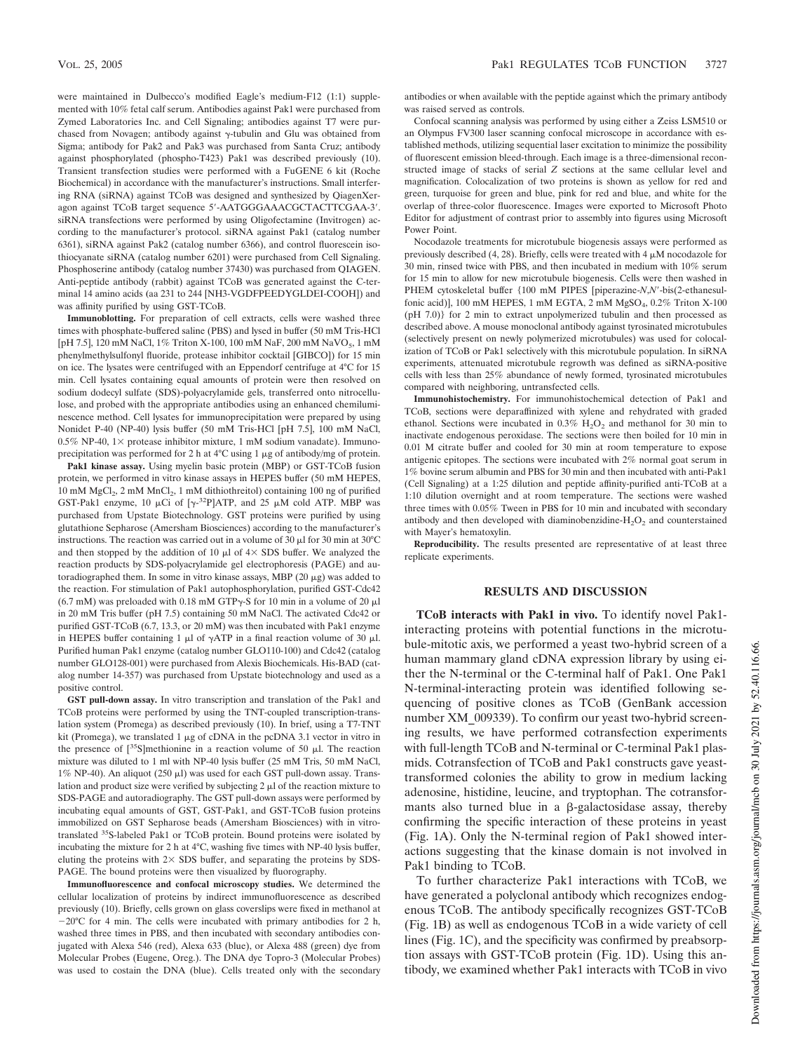were maintained in Dulbecco's modified Eagle's medium-F12 (1:1) supplemented with 10% fetal calf serum. Antibodies against Pak1 were purchased from Zymed Laboratories Inc. and Cell Signaling; antibodies against T7 were purchased from Novagen; antibody against γ-tubulin and Glu was obtained from Sigma; antibody for Pak2 and Pak3 was purchased from Santa Cruz; antibody against phosphorylated (phospho-T423) Pak1 was described previously (10). Transient transfection studies were performed with a FuGENE 6 kit (Roche Biochemical) in accordance with the manufacturer's instructions. Small interfering RNA (siRNA) against TCoB was designed and synthesized by QiagenXeragon against TCoB target sequence 5′-AATGGGAAACGCTACTTCGAA-3′. siRNA transfections were performed by using Oligofectamine (Invitrogen) according to the manufacturer's protocol. siRNA against Pak1 (catalog number 6361), siRNA against Pak2 (catalog number 6366), and control fluorescein isothiocyanate siRNA (catalog number 6201) were purchased from Cell Signaling. Phosphoserine antibody (catalog number 37430) was purchased from QIAGEN. Anti-peptide antibody (rabbit) against TCoB was generated against the C-terminal 14 amino acids (aa 231 to 244 [NH3-VGDFPEEDYGLDEI-COOH]) and was affinity purified by using GST-TCoB.

**Immunoblotting.** For preparation of cell extracts, cells were washed three times with phosphate-buffered saline (PBS) and lysed in buffer (50 mM Tris-HCl [pH 7.5], 120 mM NaCl, 1% Triton X-100, 100 mM NaF, 200 mM $NaVO_5$, 1 mM phenylmethylsulfonyl fluoride, protease inhibitor cocktail [GIBCO]) for 15 min on ice. The lysates were centrifuged with an Eppendorf centrifuge at 4°C for 15 min. Cell lysates containing equal amounts of protein were then resolved on sodium dodecyl sulfate (SDS)-polyacrylamide gels, transferred onto nitrocellulose, and probed with the appropriate antibodies using an enhanced chemiluminescence method. Cell lysates for immunoprecipitation were prepared by using Nonidet P-40 (NP-40) lysis buffer (50 mM Tris-HCl [pH 7.5], 100 mM NaCl, 0.5% NP-40, 1× protease inhibitor mixture, 1 mM sodium vanadate). Immunoprecipitation was performed for 2 h at 4°C using 1 μg of antibody/mg of protein.

**Pak1 kinase assay.** Using myelin basic protein (MBP) or GST-TCoB fusion protein, we performed in vitro kinase assays in HEPES buffer (50 mM HEPES, 10 mM $MgCl_2$, 2 mM $MnCl_2$, 1 mM dithiothreitol) containing 100 ng of purified GST-Pak1 enzyme, 10 μCi of [γ-$^{32}$P]ATP, and 25 μM cold ATP. MBP was purchased from Upstate Biotechnology. GST proteins were purified by using glutathione Sepharose (Amersham Biosciences) according to the manufacturer's instructions. The reaction was carried out in a volume of 30 μl for 30 min at 30°C and then stopped by the addition of 10 μl of 4× SDS buffer. We analyzed the reaction products by SDS-polyacrylamide gel electrophoresis (PAGE) and autoradiographed them. In some in vitro kinase assays, MBP (20 μg) was added to the reaction. For stimulation of Pak1 autophosphorylation, purified GST-Cdc42 (6.7 mM) was preloaded with 0.18 mM GTPγ-S for 10 min in a volume of 20 μl in 20 mM Tris buffer (pH 7.5) containing 50 mM NaCl. The activated Cdc42 or purified GST-TCoB (6.7, 13.3, or 20 mM) was then incubated with Pak1 enzyme in HEPES buffer containing 1 μl of γATP in a final reaction volume of 30 μl. Purified human Pak1 enzyme (catalog number GLO110-100) and Cdc42 (catalog number GLO128-001) were purchased from Alexis Biochemicals. His-BAD (catalog number 14-357) was purchased from Upstate biotechnology and used as a positive control.

**GST pull-down assay.** In vitro transcription and translation of the Pak1 and TCoB proteins were performed by using the TNT-coupled transcription-translation system (Promega) as described previously (10). In brief, using a T7-TNT kit (Promega), we translated 1 μg of cDNA in the pcDNA 3.1 vector in vitro in the presence of [$^{35}$S]methionine in a reaction volume of 50 μl. The reaction mixture was diluted to 1 ml with NP-40 lysis buffer (25 mM Tris, 50 mM NaCl, 1% NP-40). An aliquot (250 μl) was used for each GST pull-down assay. Translation and product size were verified by subjecting 2 μl of the reaction mixture to SDS-PAGE and autoradiography. The GST pull-down assays were performed by incubating equal amounts of GST, GST-Pak1, and GST-TCoB fusion proteins immobilized on GST Sepharose beads (Amersham Biosciences) with in vitro-translated $^{35}$S-labeled Pak1 or TCoB protein. Bound proteins were isolated by incubating the mixture for 2 h at 4°C, washing five times with NP-40 lysis buffer, eluting the proteins with 2× SDS buffer, and separating the proteins by SDS-PAGE. The bound proteins were then visualized by fluorography.

**Immunofluorescence and confocal microscopy studies.** We determined the cellular localization of proteins by indirect immunofluorescence as described previously (10). Briefly, cells grown on glass coverslips were fixed in methanol at −20°C for 4 min. The cells were incubated with primary antibodies for 2 h, washed three times in PBS, and then incubated with secondary antibodies conjugated with Alexa 546 (red), Alexa 633 (blue), or Alexa 488 (green) dye from Molecular Probes (Eugene, Oreg.). The DNA dye Topro-3 (Molecular Probes) was used to costain the DNA (blue). Cells treated only with the secondary antibodies or when available with the peptide against which the primary antibody was raised served as controls.

Confocal scanning analysis was performed by using either a Zeiss LSM510 or an Olympus FV300 laser scanning confocal microscope in accordance with established methods, utilizing sequential laser excitation to minimize the possibility of fluorescent emission bleed-through. Each image is a three-dimensional reconstructed image of stacks of serial Z sections at the same cellular level and magnification. Colocalization of two proteins is shown as yellow for red and green, turquoise for green and blue, pink for red and blue, and white for the overlap of three-color fluorescence. Images were exported to Microsoft Photo Editor for adjustment of contrast prior to assembly into figures using Microsoft Power Point.

Nocodazole treatments for microtubule biogenesis assays were performed as previously described (4, 28). Briefly, cells were treated with 4 μM nocodazole for 30 min, rinsed twice with PBS, and then incubated in medium with 10% serum for 15 min to allow for new microtubule biogenesis. Cells were then washed in PHEM cytoskeletal buffer {100 mM PIPES [piperazine-N,N′-bis(2-ethanesulfonic acid)], 100 mM HEPES, 1 mM EGTA, 2 mM $MgSO_4$, 0.2% Triton X-100 (pH 7.0)} for 2 min to extract unpolymerized tubulin and then processed as described above. A mouse monoclonal antibody against tyrosinated microtubules (selectively present on newly polymerized microtubules) was used for colocalization of TCoB or Pak1 selectively with this microtubule population. In siRNA experiments, attenuated microtubule regrowth was defined as siRNA-positive cells with less than 25% abundance of newly formed, tyrosinated microtubules compared with neighboring, untransfected cells.

**Immunohistochemistry.** For immunohistochemical detection of Pak1 and TCoB, sections were deparaffinized with xylene and rehydrated with graded ethanol. Sections were incubated in 0.3% $H_2O_2$ and methanol for 30 min to inactivate endogenous peroxidase. The sections were then boiled for 10 min in 0.01 M citrate buffer and cooled for 30 min at room temperature to expose antigenic epitopes. The sections were incubated with 2% normal goat serum in 1% bovine serum albumin and PBS for 30 min and then incubated with anti-Pak1 (Cell Signaling) at a 1:25 dilution and peptide affinity-purified anti-TCoB at a 1:10 dilution overnight and at room temperature. The sections were washed three times with 0.05% Tween in PBS for 10 min and incubated with secondary antibody and then developed with diaminobenzidine-$H_2O_2$ and counterstained with Mayer's hematoxylin.

**Reproducibility.** The results presented are representative of at least three replicate experiments.

## RESULTS AND DISCUSSION

**TCoB interacts with Pak1 in vivo.** To identify novel Pak1-interacting proteins with potential functions in the microtubule-mitotic axis, we performed a yeast two-hybrid screen of a human mammary gland cDNA expression library by using either the N-terminal or the C-terminal half of Pak1. One Pak1 N-terminal-interacting protein was identified following sequencing of positive clones as TCoB (GenBank accession number XM_009339). To confirm our yeast two-hybrid screening results, we have performed cotransfection experiments with full-length TCoB and N-terminal or C-terminal Pak1 plasmids. Cotransfection of TCoB and Pak1 constructs gave yeast-transformed colonies the ability to grow in medium lacking adenosine, histidine, leucine, and tryptophan. The cotransformants also turned blue in a β-galactosidase assay, thereby confirming the specific interaction of these proteins in yeast (Fig. 1A). Only the N-terminal region of Pak1 showed interactions suggesting that the kinase domain is not involved in Pak1 binding to TCoB.

To further characterize Pak1 interactions with TCoB, we have generated a polyclonal antibody which recognizes endogenous TCoB. The antibody specifically recognizes GST-TCoB (Fig. 1B) as well as endogenous TCoB in a wide variety of cell lines (Fig. 1C), and the specificity was confirmed by preabsorption assays with GST-TCoB protein (Fig. 1D). Using this antibody, we examined whether Pak1 interacts with TCoB in vivo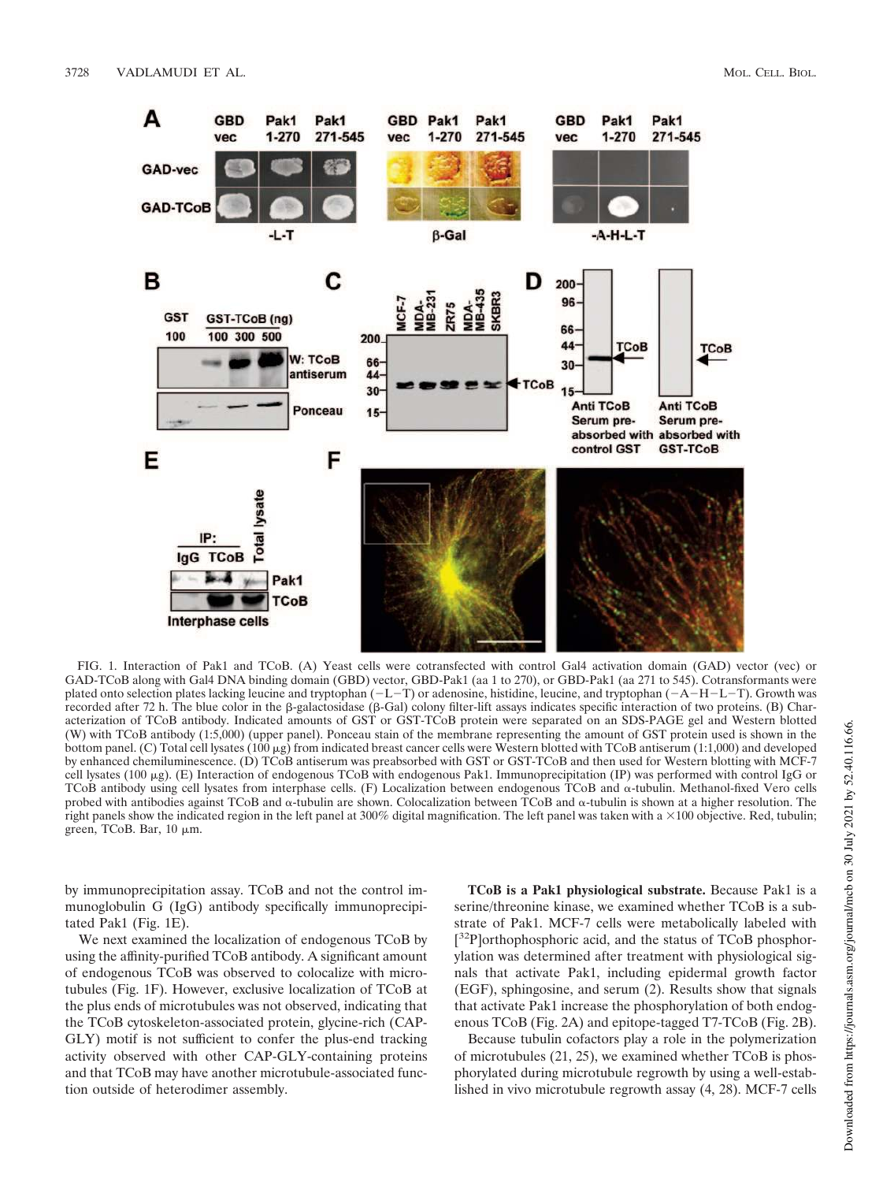FIG. 1. Interaction of Pak1 and TCoB. (A) Yeast cells were cotransfected with control Gal4 activation domain (GAD) vector (vec) or GAD-TCoB along with Gal4 DNA binding domain (GBD) vector, GBD-Pak1 (aa 1 to 270), or GBD-Pak1 (aa 271 to 545). Cotransformants were plated onto selection plates lacking leucine and tryptophan (−L−T) or adenosine, histidine, leucine, and tryptophan (−A−H−L−T). Growth was recorded after 72 h. The blue color in the β-galactosidase (β-Gal) colony filter-lift assays indicates specific interaction of two proteins. (B) Characterization of TCoB antibody. Indicated amounts of GST or GST-TCoB protein were separated on an SDS-PAGE gel and Western blotted (W) with TCoB antibody (1:5,000) (upper panel). Ponceau stain of the membrane representing the amount of GST protein used is shown in the bottom panel. (C) Total cell lysates (100 μg) from indicated breast cancer cells were Western blotted with TCoB antiserum (1:1,000) and developed by enhanced chemiluminescence. (D) TCoB antiserum was preabsorbed with GST or GST-TCoB and then used for Western blotting with MCF-7 cell lysates (100 μg). (E) Interaction of endogenous TCoB with endogenous Pak1. Immunoprecipitation (IP) was performed with control IgG or TCoB antibody using cell lysates from interphase cells. (F) Localization between endogenous TCoB and α-tubulin. Methanol-fixed Vero cells probed with antibodies against TCoB and α-tubulin are shown. Colocalization between TCoB and α-tubulin is shown at a higher resolution. The right panels show the indicated region in the left panel at 300% digital magnification. The left panel was taken with a ×100 objective. Red, tubulin; green, TCoB. Bar, 10 μm.

by immunoprecipitation assay. TCoB and not the control immunoglobulin G (IgG) antibody specifically immunoprecipitated Pak1 (Fig. 1E).

We next examined the localization of endogenous TCoB by using the affinity-purified TCoB antibody. A significant amount of endogenous TCoB was observed to colocalize with microtubules (Fig. 1F). However, exclusive localization of TCoB at the plus ends of microtubules was not observed, indicating that the TCoB cytoskeleton-associated protein, glycine-rich (CAP-GLY) motif is not sufficient to confer the plus-end tracking activity observed with other CAP-GLY-containing proteins and that TCoB may have another microtubule-associated function outside of heterodimer assembly.

**TCoB is a Pak1 physiological substrate.** Because Pak1 is a serine/threonine kinase, we examined whether TCoB is a substrate of Pak1. MCF-7 cells were metabolically labeled with [$^{32}$P]orthophosphoric acid, and the status of TCoB phosphorylation was determined after treatment with physiological signals that activate Pak1, including epidermal growth factor (EGF), sphingosine, and serum (2). Results show that signals that activate Pak1 increase the phosphorylation of both endogenous TCoB (Fig. 2A) and epitope-tagged T7-TCoB (Fig. 2B).

Because tubulin cofactors play a role in the polymerization of microtubules (21, 25), we examined whether TCoB is phosphorylated during microtubule regrowth by using a well-established in vivo microtubule regrowth assay (4, 28). MCF-7 cells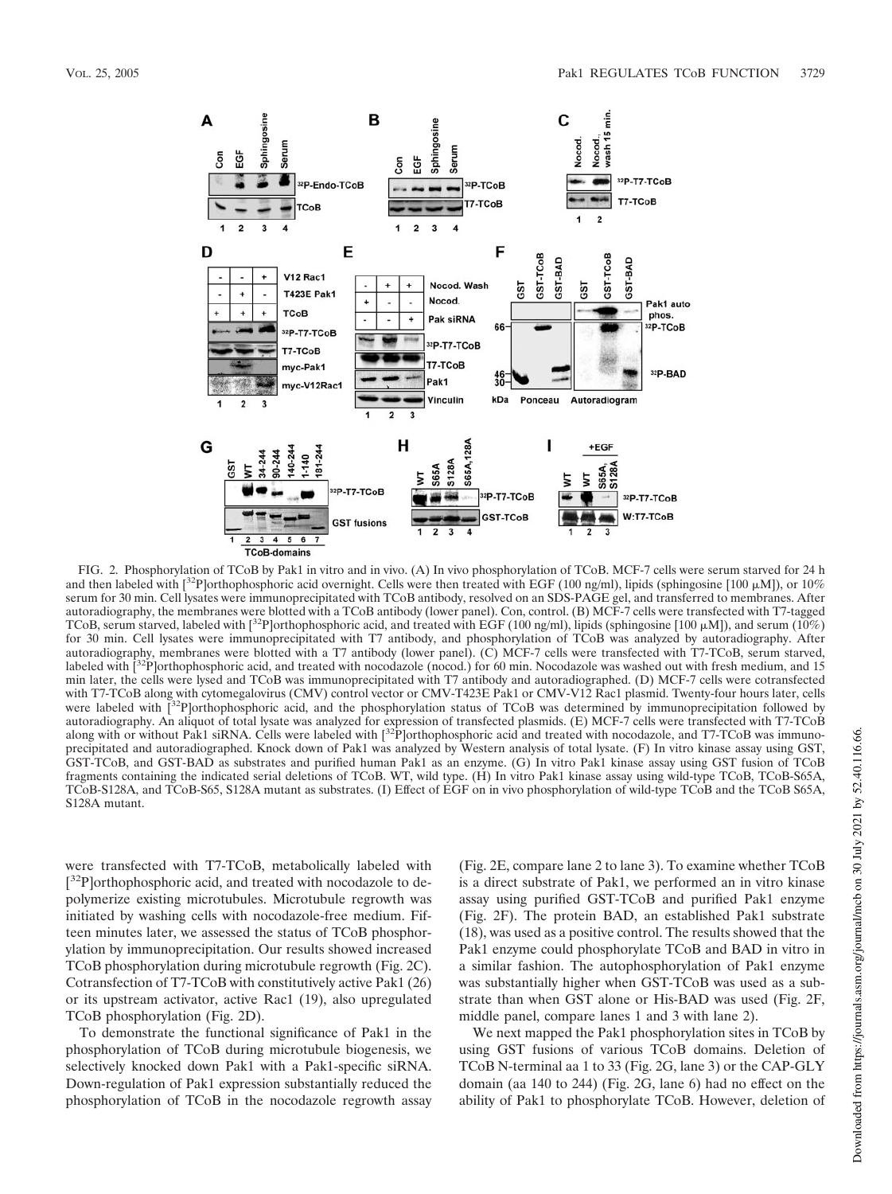FIG. 2. Phosphorylation of TCoB by Pak1 in vitro and in vivo. (A) In vivo phosphorylation of TCoB. MCF-7 cells were serum starved for 24 h and then labeled with [$^{32}$P]orthophosphoric acid overnight. Cells were then treated with EGF (100 ng/ml), lipids (sphingosine [100 μM]), or 10% serum for 30 min. Cell lysates were immunoprecipitated with TCoB antibody, resolved on an SDS-PAGE gel, and transferred to membranes. After autoradiography, the membranes were blotted with a TCoB antibody (lower panel). Con, control. (B) MCF-7 cells were transfected with T7-tagged TCoB, serum starved, labeled with [$^{32}$P]orthophosphoric acid, and treated with EGF (100 ng/ml), lipids (sphingosine [100 μM]), and serum (10%) for 30 min. Cell lysates were immunoprecipitated with T7 antibody, and phosphorylation of TCoB was analyzed by autoradiography. After autoradiography, membranes were blotted with a T7 antibody (lower panel). (C) MCF-7 cells were transfected with T7-TCoB, serum starved, labeled with [$^{32}$P]orthophosphoric acid, and treated with nocodazole (nocod.) for 60 min. Nocodazole was washed out with fresh medium, and 15 min later, the cells were lysed and TCoB was immunoprecipitated with T7 antibody and autoradiographed. (D) MCF-7 cells were cotransfected with T7-TCoB along with cytomegalovirus (CMV) control vector or CMV-T423E Pak1 or CMV-V12 Rac1 plasmid. Twenty-four hours later, cells were labeled with [$^{32}$P]orthophosphoric acid, and the phosphorylation status of TCoB was determined by immunoprecipitation followed by autoradiography. An aliquot of total lysate was analyzed for expression of transfected plasmids. (E) MCF-7 cells were transfected with T7-TCoB along with or without Pak1 siRNA. Cells were labeled with [$^{32}$P]orthophosphoric acid and treated with nocodazole, and T7-TCoB was immunoprecipitated and autoradiographed. Knock down of Pak1 was analyzed by Western analysis of total lysate. (F) In vitro kinase assay using GST, GST-TCoB, and GST-BAD as substrates and purified human Pak1 as an enzyme. (G) In vitro Pak1 kinase assay using GST fusion of TCoB fragments containing the indicated serial deletions of TCoB. WT, wild type. (H) In vitro Pak1 kinase assay using wild-type TCoB, TCoB-S65A, TCoB-S128A, and TCoB-S65, S128A mutant as substrates. (I) Effect of EGF on in vivo phosphorylation of wild-type TCoB and the TCoB S65A, S128A mutant.

were transfected with T7-TCoB, metabolically labeled with [$^{32}$P]orthophosphoric acid, and treated with nocodazole to depolymerize existing microtubules. Microtubule regrowth was initiated by washing cells with nocodazole-free medium. Fifteen minutes later, we assessed the status of TCoB phosphorylation by immunoprecipitation. Our results showed increased TCoB phosphorylation during microtubule regrowth (Fig. 2C). Cotransfection of T7-TCoB with constitutively active Pak1 (26) or its upstream activator, active Rac1 (19), also upregulated TCoB phosphorylation (Fig. 2D).

To demonstrate the functional significance of Pak1 in the phosphorylation of TCoB during microtubule biogenesis, we selectively knocked down Pak1 with a Pak1-specific siRNA. Down-regulation of Pak1 expression substantially reduced the phosphorylation of TCoB in the nocodazole regrowth assay (Fig. 2E, compare lane 2 to lane 3). To examine whether TCoB is a direct substrate of Pak1, we performed an in vitro kinase assay using purified GST-TCoB and purified Pak1 enzyme (Fig. 2F). The protein BAD, an established Pak1 substrate (18), was used as a positive control. The results showed that the Pak1 enzyme could phosphorylate TCoB and BAD in vitro in a similar fashion. The autophosphorylation of Pak1 enzyme was substantially higher when GST-TCoB was used as a substrate than when GST alone or His-BAD was used (Fig. 2F, middle panel, compare lanes 1 and 3 with lane 2).

We next mapped the Pak1 phosphorylation sites in TCoB by using GST fusions of various TCoB domains. Deletion of TCoB N-terminal aa 1 to 33 (Fig. 2G, lane 3) or the CAP-GLY domain (aa 140 to 244) (Fig. 2G, lane 6) had no effect on the ability of Pak1 to phosphorylate TCoB. However, deletion of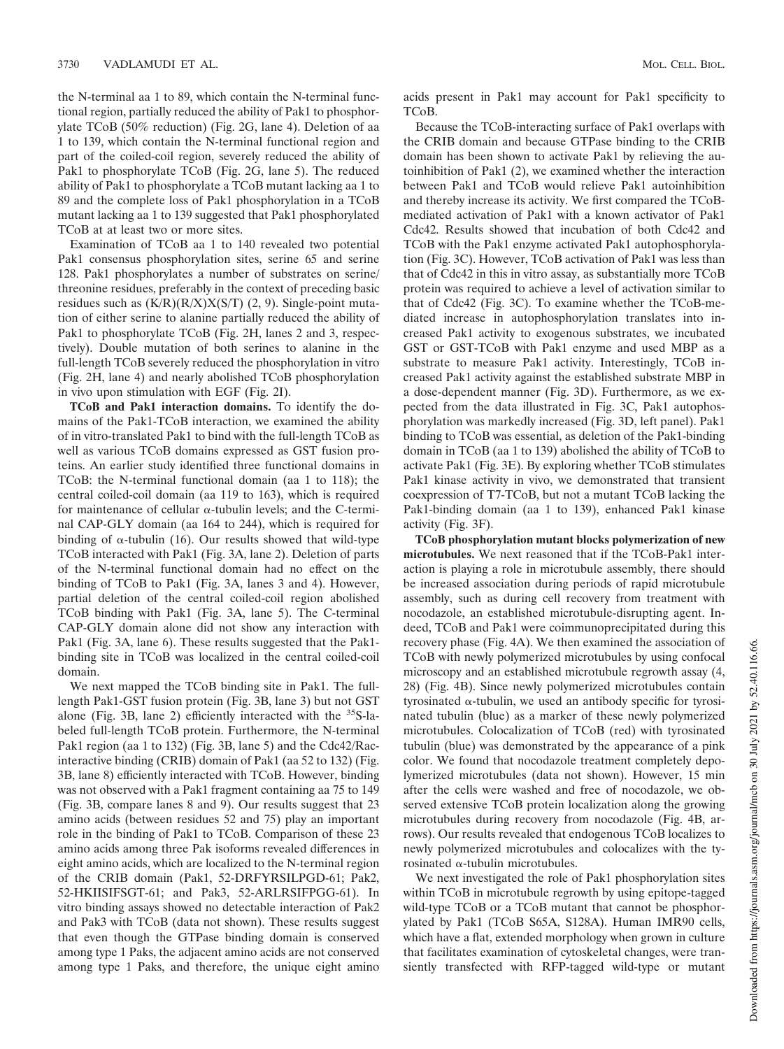the N-terminal aa 1 to 89, which contain the N-terminal functional region, partially reduced the ability of Pak1 to phosphorylate TCoB (50% reduction) (Fig. 2G, lane 4). Deletion of aa 1 to 139, which contain the N-terminal functional region and part of the coiled-coil region, severely reduced the ability of Pak1 to phosphorylate TCoB (Fig. 2G, lane 5). The reduced ability of Pak1 to phosphorylate a TCoB mutant lacking aa 1 to 89 and the complete loss of Pak1 phosphorylation in a TCoB mutant lacking aa 1 to 139 suggested that Pak1 phosphorylated TCoB at at least two or more sites.

Examination of TCoB aa 1 to 140 revealed two potential Pak1 consensus phosphorylation sites, serine 65 and serine 128. Pak1 phosphorylates a number of substrates on serine/threonine residues, preferably in the context of preceding basic residues such as (K/R)(R/X)X(S/T) (2, 9). Single-point mutation of either serine to alanine partially reduced the ability of Pak1 to phosphorylate TCoB (Fig. 2H, lanes 2 and 3, respectively). Double mutation of both serines to alanine in the full-length TCoB severely reduced the phosphorylation in vitro (Fig. 2H, lane 4) and nearly abolished TCoB phosphorylation in vivo upon stimulation with EGF (Fig. 2I).

**TCoB and Pak1 interaction domains.** To identify the domains of the Pak1-TCoB interaction, we examined the ability of in vitro-translated Pak1 to bind with the full-length TCoB as well as various TCoB domains expressed as GST fusion proteins. An earlier study identified three functional domains in TCoB: the N-terminal functional domain (aa 1 to 118); the central coiled-coil domain (aa 119 to 163), which is required for maintenance of cellular α-tubulin levels; and the C-terminal CAP-GLY domain (aa 164 to 244), which is required for binding of α-tubulin (16). Our results showed that wild-type TCoB interacted with Pak1 (Fig. 3A, lane 2). Deletion of parts of the N-terminal functional domain had no effect on the binding of TCoB to Pak1 (Fig. 3A, lanes 3 and 4). However, partial deletion of the central coiled-coil region abolished TCoB binding with Pak1 (Fig. 3A, lane 5). The C-terminal CAP-GLY domain alone did not show any interaction with Pak1 (Fig. 3A, lane 6). These results suggested that the Pak1-binding site in TCoB was localized in the central coiled-coil domain.

We next mapped the TCoB binding site in Pak1. The full-length Pak1-GST fusion protein (Fig. 3B, lane 3) but not GST alone (Fig. 3B, lane 2) efficiently interacted with the $^{35}$S-labeled full-length TCoB protein. Furthermore, the N-terminal Pak1 region (aa 1 to 132) (Fig. 3B, lane 5) and the Cdc42/Rac-interactive binding (CRIB) domain of Pak1 (aa 52 to 132) (Fig. 3B, lane 8) efficiently interacted with TCoB. However, binding was not observed with a Pak1 fragment containing aa 75 to 149 (Fig. 3B, compare lanes 8 and 9). Our results suggest that 23 amino acids (between residues 52 and 75) play an important role in the binding of Pak1 to TCoB. Comparison of these 23 amino acids among three Pak isoforms revealed differences in eight amino acids, which are localized to the N-terminal region of the CRIB domain (Pak1, 52-DRFYRSILPGD-61; Pak2, 52-HKIISIFSGT-61; and Pak3, 52-ARLRSIFPGG-61). In vitro binding assays showed no detectable interaction of Pak2 and Pak3 with TCoB (data not shown). These results suggest that even though the GTPase binding domain is conserved among type 1 Paks, the adjacent amino acids are not conserved among type 1 Paks, and therefore, the unique eight amino acids present in Pak1 may account for Pak1 specificity to TCoB.

Because the TCoB-interacting surface of Pak1 overlaps with the CRIB domain and because GTPase binding to the CRIB domain has been shown to activate Pak1 by relieving the autoinhibition of Pak1 (2), we examined whether the interaction between Pak1 and TCoB would relieve Pak1 autoinhibition and thereby increase its activity. We first compared the TCoB-mediated activation of Pak1 with a known activator of Pak1 Cdc42. Results showed that incubation of both Cdc42 and TCoB with the Pak1 enzyme activated Pak1 autophosphorylation (Fig. 3C). However, TCoB activation of Pak1 was less than that of Cdc42 in this in vitro assay, as substantially more TCoB protein was required to achieve a level of activation similar to that of Cdc42 (Fig. 3C). To examine whether the TCoB-mediated increase in autophosphorylation translates into increased Pak1 activity to exogenous substrates, we incubated GST or GST-TCoB with Pak1 enzyme and used MBP as a substrate to measure Pak1 activity. Interestingly, TCoB increased Pak1 activity against the established substrate MBP in a dose-dependent manner (Fig. 3D). Furthermore, as we expected from the data illustrated in Fig. 3C, Pak1 autophosphorylation was markedly increased (Fig. 3D, left panel). Pak1 binding to TCoB was essential, as deletion of the Pak1-binding domain in TCoB (aa 1 to 139) abolished the ability of TCoB to activate Pak1 (Fig. 3E). By exploring whether TCoB stimulates Pak1 kinase activity in vivo, we demonstrated that transient coexpression of T7-TCoB, but not a mutant TCoB lacking the Pak1-binding domain (aa 1 to 139), enhanced Pak1 kinase activity (Fig. 3F).

**TCoB phosphorylation mutant blocks polymerization of new microtubules.** We next reasoned that if the TCoB-Pak1 interaction is playing a role in microtubule assembly, there should be increased association during periods of rapid microtubule assembly, such as during cell recovery from treatment with nocodazole, an established microtubule-disrupting agent. Indeed, TCoB and Pak1 were coimmunoprecipitated during this recovery phase (Fig. 4A). We then examined the association of TCoB with newly polymerized microtubules by using confocal microscopy and an established microtubule regrowth assay (4, 28) (Fig. 4B). Since newly polymerized microtubules contain tyrosinated α-tubulin, we used an antibody specific for tyrosinated tubulin (blue) as a marker of these newly polymerized microtubules. Colocalization of TCoB (red) with tyrosinated tubulin (blue) was demonstrated by the appearance of a pink color. We found that nocodazole treatment completely depolymerized microtubules (data not shown). However, 15 min after the cells were washed and free of nocodazole, we observed extensive TCoB protein localization along the growing microtubules during recovery from nocodazole (Fig. 4B, arrows). Our results revealed that endogenous TCoB localizes to newly polymerized microtubules and colocalizes with the tyrosinated α-tubulin microtubules.

We next investigated the role of Pak1 phosphorylation sites within TCoB in microtubule regrowth by using epitope-tagged wild-type TCoB or a TCoB mutant that cannot be phosphorylated by Pak1 (TCoB S65A, S128A). Human IMR90 cells, which have a flat, extended morphology when grown in culture that facilitates examination of cytoskeletal changes, were transiently transfected with RFP-tagged wild-type or mutant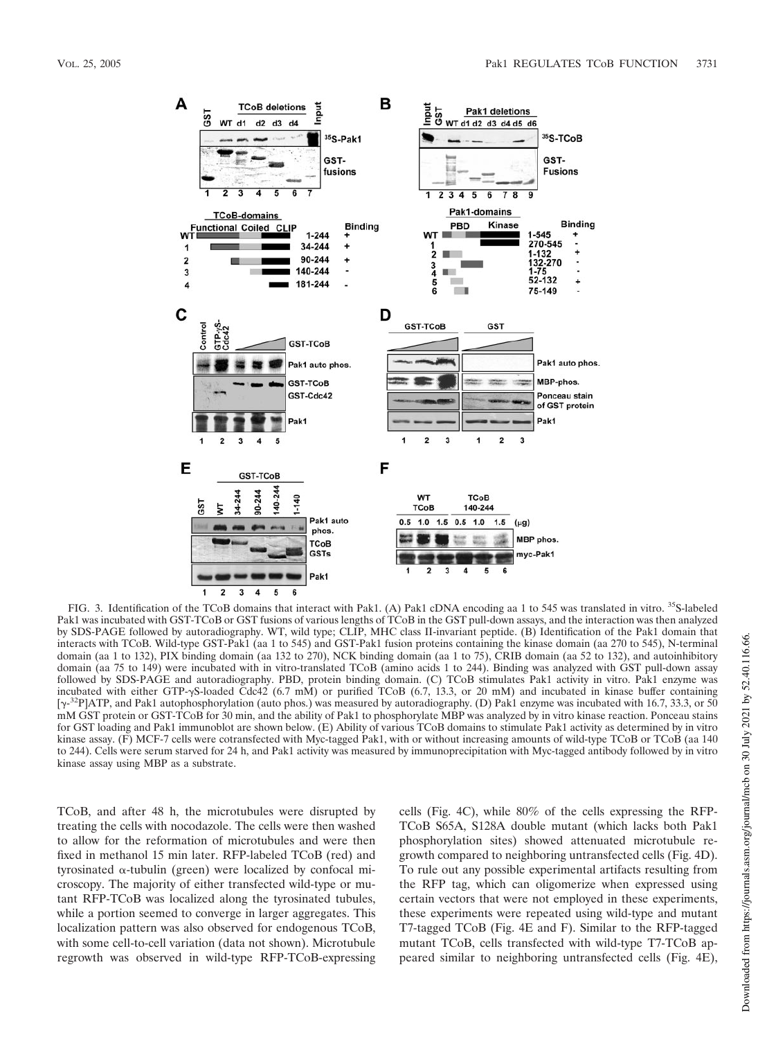FIG. 3. Identification of the TCoB domains that interact with Pak1. (A) Pak1 cDNA encoding aa 1 to 545 was translated in vitro. $^{35}$S-labeled Pak1 was incubated with GST-TCoB or GST fusions of various lengths of TCoB in the GST pull-down assays, and the interaction was then analyzed by SDS-PAGE followed by autoradiography. WT, wild type; CLIP, MHC class II-invariant peptide. (B) Identification of the Pak1 domain that interacts with TCoB. Wild-type GST-Pak1 (aa 1 to 545) and GST-Pak1 fusion proteins containing the kinase domain (aa 270 to 545), N-terminal domain (aa 1 to 132), PIX binding domain (aa 132 to 270), NCK binding domain (aa 1 to 75), CRIB domain (aa 52 to 132), and autoinhibitory domain (aa 75 to 149) were incubated with in vitro-translated TCoB (amino acids 1 to 244). Binding was analyzed with GST pull-down assay followed by SDS-PAGE and autoradiography. PBD, protein binding domain. (C) TCoB stimulates Pak1 activity in vitro. Pak1 enzyme was incubated with either GTP-γS-loaded Cdc42 (6.7 mM) or purified TCoB (6.7, 13.3, or 20 mM) and incubated in kinase buffer containing [γ-$^{32}$P]ATP, and Pak1 autophosphorylation (auto phos.) was measured by autoradiography. (D) Pak1 enzyme was incubated with 16.7, 33.3, or 50 mM GST protein or GST-TCoB for 30 min, and the ability of Pak1 to phosphorylate MBP was analyzed by in vitro kinase reaction. Ponceau stains for GST loading and Pak1 immunoblot are shown below. (E) Ability of various TCoB domains to stimulate Pak1 activity as determined by in vitro kinase assay. (F) MCF-7 cells were cotransfected with Myc-tagged Pak1, with or without increasing amounts of wild-type TCoB or TCoB (aa 140 to 244). Cells were serum starved for 24 h, and Pak1 activity was measured by immunoprecipitation with Myc-tagged antibody followed by in vitro kinase assay using MBP as a substrate.

TCoB, and after 48 h, the microtubules were disrupted by treating the cells with nocodazole. The cells were then washed to allow for the reformation of microtubules and were then fixed in methanol 15 min later. RFP-labeled TCoB (red) and tyrosinated α-tubulin (green) were localized by confocal microscopy. The majority of either transfected wild-type or mutant RFP-TCoB was localized along the tyrosinated tubules, while a portion seemed to converge in larger aggregates. This localization pattern was also observed for endogenous TCoB, with some cell-to-cell variation (data not shown). Microtubule regrowth was observed in wild-type RFP-TCoB-expressing cells (Fig. 4C), while 80% of the cells expressing the RFP-TCoB S65A, S128A double mutant (which lacks both Pak1 phosphorylation sites) showed attenuated microtubule regrowth compared to neighboring untransfected cells (Fig. 4D). To rule out any possible experimental artifacts resulting from the RFP tag, which can oligomerize when expressed using certain vectors that were not employed in these experiments, these experiments were repeated using wild-type and mutant T7-tagged TCoB (Fig. 4E and F). Similar to the RFP-tagged mutant TCoB, cells transfected with wild-type T7-TCoB appeared similar to neighboring untransfected cells (Fig. 4E),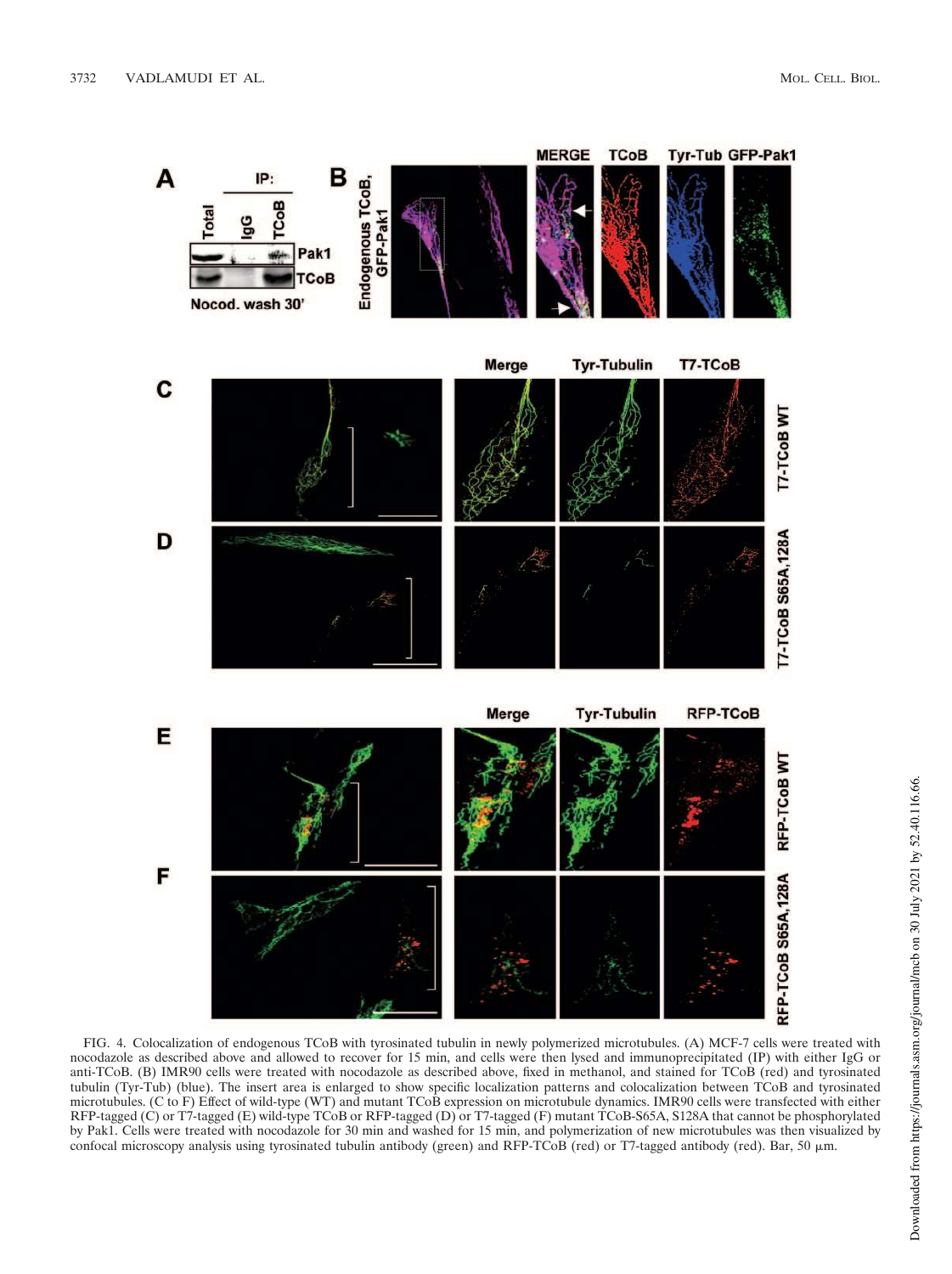FIG. 4. Colocalization of endogenous TCoB with tyrosinated tubulin in newly polymerized microtubules. (A) MCF-7 cells were treated with nocodazole as described above and allowed to recover for 15 min, and cells were then lysed and immunoprecipitated (IP) with either IgG or anti-TCoB. (B) IMR90 cells were treated with nocodazole as described above, fixed in methanol, and stained for TCoB (red) and tyrosinated tubulin (Tyr-Tub) (blue). The insert area is enlarged to show specific localization patterns and colocalization between TCoB and tyrosinated microtubules. (C to F) Effect of wild-type (WT) and mutant TCoB expression on microtubule dynamics. IMR90 cells were transfected with either RFP-tagged (C) or T7-tagged (E) wild-type TCoB or RFP-tagged (D) or T7-tagged (F) mutant TCoB-S65A, S128A that cannot be phosphorylated by Pak1. Cells were treated with nocodazole for 30 min and washed for 15 min, and polymerization of new microtubules was then visualized by confocal microscopy analysis using tyrosinated tubulin antibody (green) and RFP-TCoB (red) or T7-tagged antibody (red). Bar, 50 μm.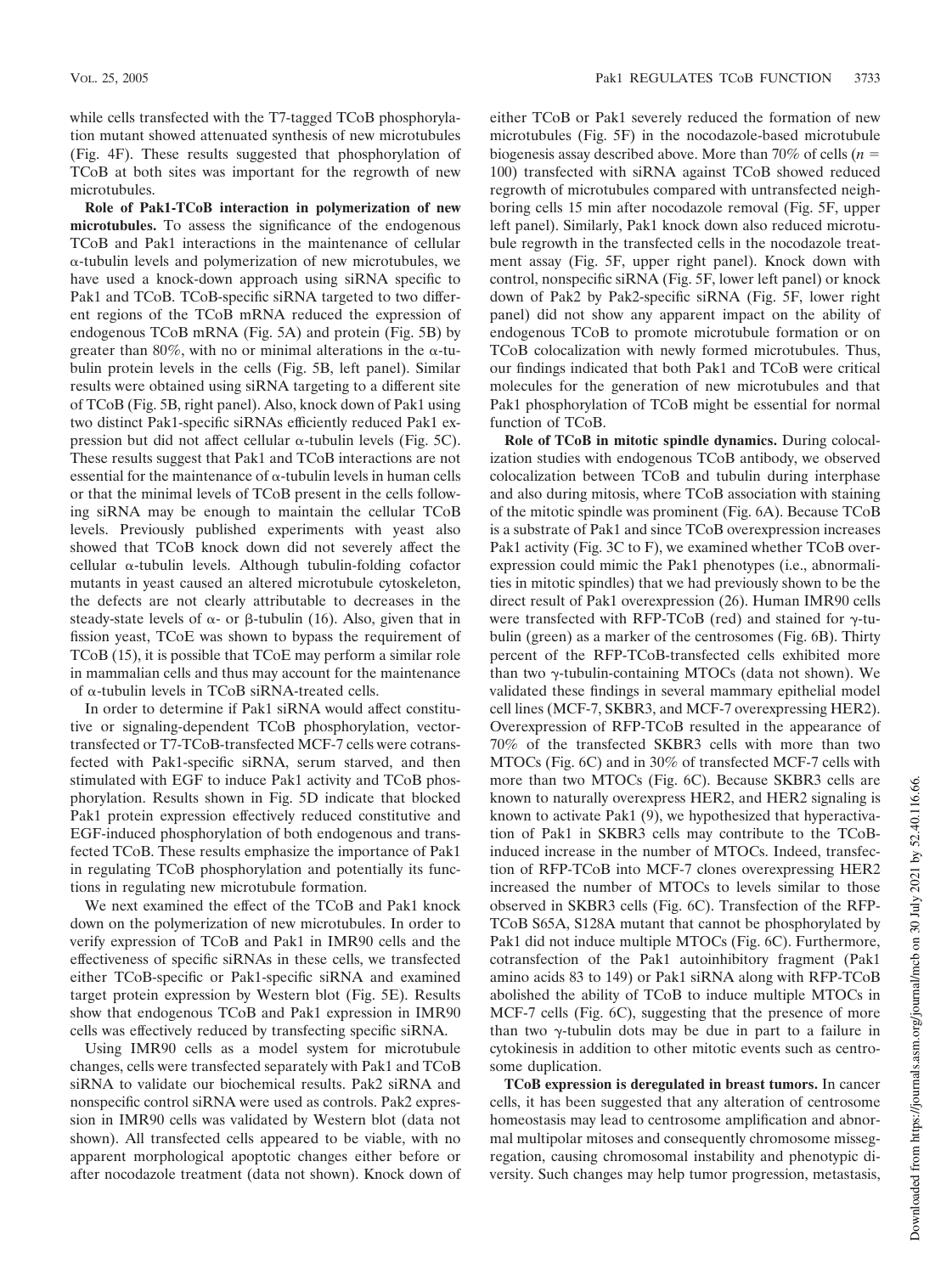while cells transfected with the T7-tagged TCoB phosphorylation mutant showed attenuated synthesis of new microtubules (Fig. 4F). These results suggested that phosphorylation of TCoB at both sites was important for the regrowth of new microtubules.

**Role of Pak1-TCoB interaction in polymerization of new microtubules.** To assess the significance of the endogenous TCoB and Pak1 interactions in the maintenance of cellular α-tubulin levels and polymerization of new microtubules, we have used a knock-down approach using siRNA specific to Pak1 and TCoB. TCoB-specific siRNA targeted to two different regions of the TCoB mRNA reduced the expression of endogenous TCoB mRNA (Fig. 5A) and protein (Fig. 5B) by greater than 80%, with no or minimal alterations in the α-tubulin protein levels in the cells (Fig. 5B, left panel). Similar results were obtained using siRNA targeting to a different site of TCoB (Fig. 5B, right panel). Also, knock down of Pak1 using two distinct Pak1-specific siRNAs efficiently reduced Pak1 expression but did not affect cellular α-tubulin levels (Fig. 5C). These results suggest that Pak1 and TCoB interactions are not essential for the maintenance of α-tubulin levels in human cells or that the minimal levels of TCoB present in the cells following siRNA may be enough to maintain the cellular TCoB levels. Previously published experiments with yeast also showed that TCoB knock down did not severely affect the cellular α-tubulin levels. Although tubulin-folding cofactor mutants in yeast caused an altered microtubule cytoskeleton, the defects are not clearly attributable to decreases in the steady-state levels of α- or β-tubulin (16). Also, given that in fission yeast, TCoE was shown to bypass the requirement of TCoB (15), it is possible that TCoE may perform a similar role in mammalian cells and thus may account for the maintenance of α-tubulin levels in TCoB siRNA-treated cells.

In order to determine if Pak1 siRNA would affect constitutive or signaling-dependent TCoB phosphorylation, vector-transfected or T7-TCoB-transfected MCF-7 cells were cotransfected with Pak1-specific siRNA, serum starved, and then stimulated with EGF to induce Pak1 activity and TCoB phosphorylation. Results shown in Fig. 5D indicate that blocked Pak1 protein expression effectively reduced constitutive and EGF-induced phosphorylation of both endogenous and transfected TCoB. These results emphasize the importance of Pak1 in regulating TCoB phosphorylation and potentially its functions in regulating new microtubule formation.

We next examined the effect of the TCoB and Pak1 knock down on the polymerization of new microtubules. In order to verify expression of TCoB and Pak1 in IMR90 cells and the effectiveness of specific siRNAs in these cells, we transfected either TCoB-specific or Pak1-specific siRNA and examined target protein expression by Western blot (Fig. 5E). Results show that endogenous TCoB and Pak1 expression in IMR90 cells was effectively reduced by transfecting specific siRNA.

Using IMR90 cells as a model system for microtubule changes, cells were transfected separately with Pak1 and TCoB siRNA to validate our biochemical results. Pak2 siRNA and nonspecific control siRNA were used as controls. Pak2 expression in IMR90 cells was validated by Western blot (data not shown). All transfected cells appeared to be viable, with no apparent morphological apoptotic changes either before or after nocodazole treatment (data not shown). Knock down of either TCoB or Pak1 severely reduced the formation of new microtubules (Fig. 5F) in the nocodazole-based microtubule biogenesis assay described above. More than 70% of cells ($n$ = 100) transfected with siRNA against TCoB showed reduced regrowth of microtubules compared with untransfected neighboring cells 15 min after nocodazole removal (Fig. 5F, upper left panel). Similarly, Pak1 knock down also reduced microtubule regrowth in the transfected cells in the nocodazole treatment assay (Fig. 5F, upper right panel). Knock down with control, nonspecific siRNA (Fig. 5F, lower left panel) or knock down of Pak2 by Pak2-specific siRNA (Fig. 5F, lower right panel) did not show any apparent impact on the ability of endogenous TCoB to promote microtubule formation or on TCoB colocalization with newly formed microtubules. Thus, our findings indicated that both Pak1 and TCoB were critical molecules for the generation of new microtubules and that Pak1 phosphorylation of TCoB might be essential for normal function of TCoB.

**Role of TCoB in mitotic spindle dynamics.** During colocalization studies with endogenous TCoB antibody, we observed colocalization between TCoB and tubulin during interphase and also during mitosis, where TCoB association with staining of the mitotic spindle was prominent (Fig. 6A). Because TCoB is a substrate of Pak1 and since TCoB overexpression increases Pak1 activity (Fig. 3C to F), we examined whether TCoB overexpression could mimic the Pak1 phenotypes (i.e., abnormalities in mitotic spindles) that we had previously shown to be the direct result of Pak1 overexpression (26). Human IMR90 cells were transfected with RFP-TCoB (red) and stained for γ-tubulin (green) as a marker of the centrosomes (Fig. 6B). Thirty percent of the RFP-TCoB-transfected cells exhibited more than two γ-tubulin-containing MTOCs (data not shown). We validated these findings in several mammary epithelial model cell lines (MCF-7, SKBR3, and MCF-7 overexpressing HER2). Overexpression of RFP-TCoB resulted in the appearance of 70% of the transfected SKBR3 cells with more than two MTOCs (Fig. 6C) and in 30% of transfected MCF-7 cells with more than two MTOCs (Fig. 6C). Because SKBR3 cells are known to naturally overexpress HER2, and HER2 signaling is known to activate Pak1 (9), we hypothesized that hyperactivation of Pak1 in SKBR3 cells may contribute to the TCoB-induced increase in the number of MTOCs. Indeed, transfection of RFP-TCoB into MCF-7 clones overexpressing HER2 increased the number of MTOCs to levels similar to those observed in SKBR3 cells (Fig. 6C). Transfection of the RFP-TCoB S65A, S128A mutant that cannot be phosphorylated by Pak1 did not induce multiple MTOCs (Fig. 6C). Furthermore, cotransfection of the Pak1 autoinhibitory fragment (Pak1 amino acids 83 to 149) or Pak1 siRNA along with RFP-TCoB abolished the ability of TCoB to induce multiple MTOCs in MCF-7 cells (Fig. 6C), suggesting that the presence of more than two γ-tubulin dots may be due in part to a failure in cytokinesis in addition to other mitotic events such as centrosome duplication.

**TCoB expression is deregulated in breast tumors.** In cancer cells, it has been suggested that any alteration of centrosome homeostasis may lead to centrosome amplification and abnormal multipolar mitoses and consequently chromosome missegregation, causing chromosomal instability and phenotypic diversity. Such changes may help tumor progression, metastasis,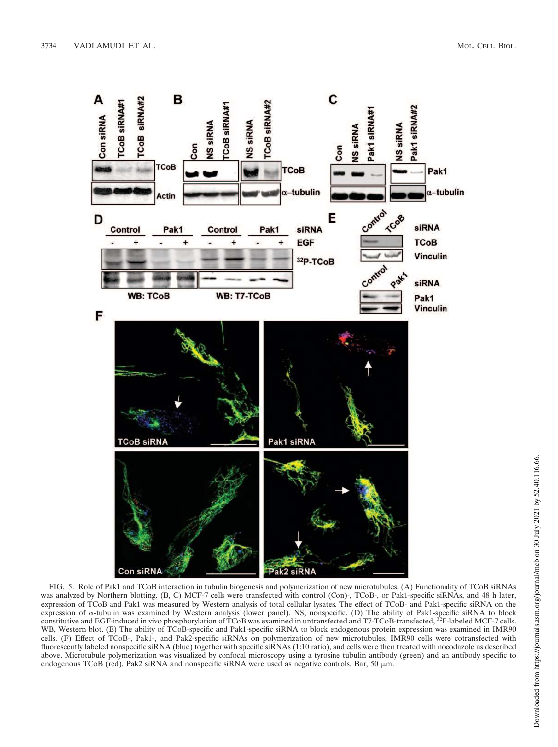FIG. 5. Role of Pak1 and TCoB interaction in tubulin biogenesis and polymerization of new microtubules. (A) Functionality of TCoB siRNAs was analyzed by Northern blotting. (B, C) MCF-7 cells were transfected with control (Con)-, TCoB-, or Pak1-specific siRNAs, and 48 h later, expression of TCoB and Pak1 was measured by Western analysis of total cellular lysates. The effect of TCoB- and Pak1-specific siRNA on the expression of α-tubulin was examined by Western analysis (lower panel). NS, nonspecific. (D) The ability of Pak1-specific siRNA to block constitutive and EGF-induced in vivo phosphorylation of TCoB was examined in untransfected and T7-TCoB-transfected, $^{32}$P-labeled MCF-7 cells. WB, Western blot. (E) The ability of TCoB-specific and Pak1-specific siRNA to block endogenous protein expression was examined in IMR90 cells. (F) Effect of TCoB-, Pak1-, and Pak2-specific siRNAs on polymerization of new microtubules. IMR90 cells were cotransfected with fluorescently labeled nonspecific siRNA (blue) together with specific siRNAs (1:10 ratio), and cells were then treated with nocodazole as described above. Microtubule polymerization was visualized by confocal microscopy using a tyrosine tubulin antibody (green) and an antibody specific to endogenous TCoB (red). Pak2 siRNA and nonspecific siRNA were used as negative controls. Bar, 50 μm.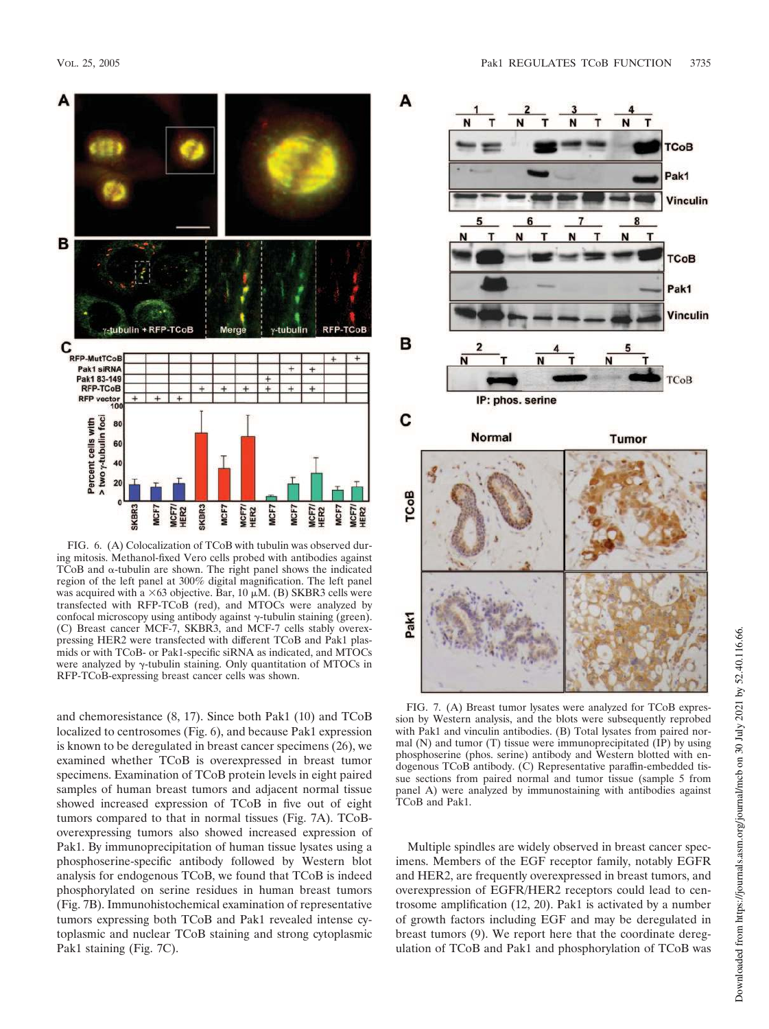FIG. 6. (A) Colocalization of TCoB with tubulin was observed during mitosis. Methanol-fixed Vero cells probed with antibodies against TCoB and α-tubulin are shown. The right panel shows the indicated region of the left panel at 300% digital magnification. The left panel was acquired with a ×63 objective. Bar, 10 μM. (B) SKBR3 cells were transfected with RFP-TCoB (red), and MTOCs were analyzed by confocal microscopy using antibody against γ-tubulin staining (green). (C) Breast cancer MCF-7, SKBR3, and MCF-7 cells stably overexpressing HER2 were transfected with different TCoB and Pak1 plasmids or with TCoB- or Pak1-specific siRNA as indicated, and MTOCs were analyzed by γ-tubulin staining. Only quantitation of MTOCs in RFP-TCoB-expressing breast cancer cells was shown.

and chemoresistance (8, 17). Since both Pak1 (10) and TCoB localized to centrosomes (Fig. 6), and because Pak1 expression is known to be deregulated in breast cancer specimens (26), we examined whether TCoB is overexpressed in breast tumor specimens. Examination of TCoB protein levels in eight paired samples of human breast tumors and adjacent normal tissue showed increased expression of TCoB in five out of eight tumors compared to that in normal tissues (Fig. 7A). TCoB-overexpressing tumors also showed increased expression of Pak1. By immunoprecipitation of human tissue lysates using a phosphoserine-specific antibody followed by Western blot analysis for endogenous TCoB, we found that TCoB is indeed phosphorylated on serine residues in human breast tumors (Fig. 7B). Immunohistochemical examination of representative tumors expressing both TCoB and Pak1 revealed intense cytoplasmic and nuclear TCoB staining and strong cytoplasmic Pak1 staining (Fig. 7C).

FIG. 7. (A) Breast tumor lysates were analyzed for TCoB expression by Western analysis, and the blots were subsequently reprobed with Pak1 and vinculin antibodies. (B) Total lysates from paired normal (N) and tumor (T) tissue were immunoprecipitated (IP) by using phosphoserine (phos. serine) antibody and Western blotted with endogenous TCoB antibody. (C) Representative paraffin-embedded tissue sections from paired normal and tumor tissue (sample 5 from panel A) were analyzed by immunostaining with antibodies against TCoB and Pak1.

Multiple spindles are widely observed in breast cancer specimens. Members of the EGF receptor family, notably EGFR and HER2, are frequently overexpressed in breast tumors, and overexpression of EGFR/HER2 receptors could lead to centrosome amplification (12, 20). Pak1 is activated by a number of growth factors including EGF and may be deregulated in breast tumors (9). We report here that the coordinate deregulation of TCoB and Pak1 and phosphorylation of TCoB was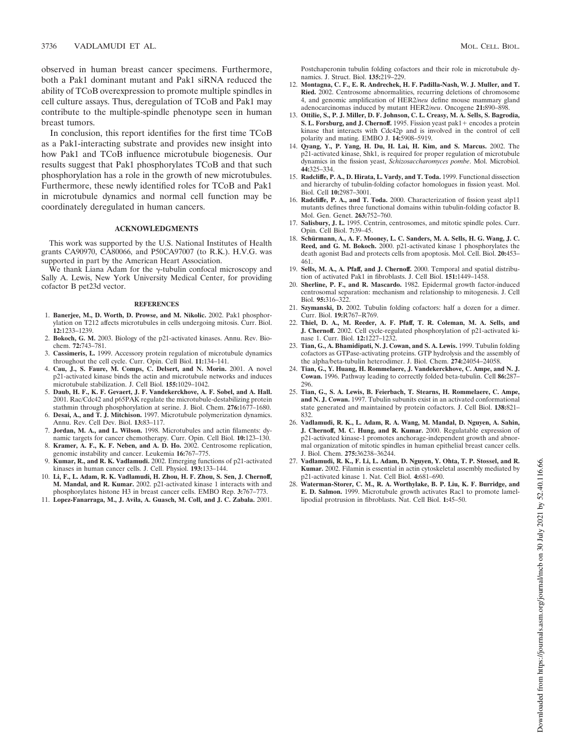observed in human breast cancer specimens. Furthermore, both a Pak1 dominant mutant and Pak1 siRNA reduced the ability of TCoB overexpression to promote multiple spindles in cell culture assays. Thus, deregulation of TCoB and Pak1 may contribute to the multiple-spindle phenotype seen in human breast tumors.

In conclusion, this report identifies for the first time TCoB as a Pak1-interacting substrate and provides new insight into how Pak1 and TCoB influence microtubule biogenesis. Our results suggest that Pak1 phosphorylates TCoB and that such phosphorylation has a role in the growth of new microtubules. Furthermore, these newly identified roles for TCoB and Pak1 in microtubule dynamics and normal cell function may be coordinately deregulated in human cancers.

## ACKNOWLEDGMENTS

This work was supported by the U.S. National Institutes of Health grants CA90970, CA80066, and P50CA97007 (to R.K.). H.V.G. was supported in part by the American Heart Association.

We thank Liana Adam for the γ-tubulin confocal microscopy and Sally A. Lewis, New York University Medical Center, for providing cofactor B pet23d vector.

## REFERENCES

1. **Banerjee, M., D. Worth, D. Prowse, and M. Nikolic.** 2002. Pak1 phosphorylation on T212 affects microtubules in cells undergoing mitosis. Curr. Biol. **12:**1233–1239.
2. **Bokoch, G. M.** 2003. Biology of the p21-activated kinases. Annu. Rev. Biochem. **72:**743–781.
3. **Cassimeris, L.** 1999. Accessory protein regulation of microtubule dynamics throughout the cell cycle. Curr. Opin. Cell Biol. **11:**134–141.
4. **Cau, J., S. Faure, M. Comps, C. Delsert, and N. Morin.** 2001. A novel p21-activated kinase binds the actin and microtubule networks and induces microtubule stabilization. J. Cell Biol. **155:**1029–1042.
5. **Daub, H. F., K. F. Gevaert, J. F. Vandekerckhove, A. F. Sobel, and A. Hall.** 2001. Rac/Cdc42 and p65PAK regulate the microtubule-destabilizing protein stathmin through phosphorylation at serine. J. Biol. Chem. **276:**1677–1680.
6. **Desai, A., and T. J. Mitchison.** 1997. Microtubule polymerization dynamics. Annu. Rev. Cell Dev. Biol. **13:**83–117.
7. **Jordan, M. A., and L. Wilson.** 1998. Microtubules and actin filaments: dynamic targets for cancer chemotherapy. Curr. Opin. Cell Biol. **10:**123–130.
8. **Kramer, A. F., K. F. Neben, and A. D. Ho.** 2002. Centrosome replication, genomic instability and cancer. Leukemia **16:**767–775.
9. **Kumar, R., and R. K. Vadlamudi.** 2002. Emerging functions of p21-activated kinases in human cancer cells. J. Cell. Physiol. **193:**133–144.
10. **Li, F., L. Adam, R. K. Vadlamudi, H. Zhou, H. F. Zhou, S. Sen, J. Chernoff, M. Mandal, and R. Kumar.** 2002. p21-activated kinase 1 interacts with and phosphorylates histone H3 in breast cancer cells. EMBO Rep. **3:**767–773.
11. **Lopez-Fanarraga, M., J. Avila, A. Guasch, M. Coll, and J. C. Zabala.** 2001. Postchaperonin tubulin folding cofactors and their role in microtubule dynamics. J. Struct. Biol. **135:**219–229.
12. **Montagna, C. F., E. R. Andrechek, H. F. Padilla-Nash, W. J. Muller, and T. Ried.** 2002. Centrosome abnormalities, recurring deletions of chromosome 4, and genomic amplification of HER2/*neu* define mouse mammary gland adenocarcinomas induced by mutant HER2/*neu*. Oncogene **21:**890–898.
13. **Ottilie, S., P. J. Miller, D. F. Johnson, C. L. Creasy, M. A. Sells, S. Bagrodia, S. L. Forsburg, and J. Chernoff.** 1995. Fission yeast pak1+ encodes a protein kinase that interacts with Cdc42p and is involved in the control of cell polarity and mating. EMBO J. **14:**5908–5919.
14. **Qyang, Y., P. Yang, H. Du, H. Lai, H. Kim, and S. Marcus.** 2002. The p21-activated kinase, Shk1, is required for proper regulation of microtubule dynamics in the fission yeast, *Schizosaccharomyces pombe*. Mol. Microbiol. **44:**325–334.
15. **Radcliffe, P. A., D. Hirata, L. Vardy, and T. Toda.** 1999. Functional dissection and hierarchy of tubulin-folding cofactor homologues in fission yeast. Mol. Biol. Cell **10:**2987–3001.
16. **Radcliffe, P. A., and T. Toda.** 2000. Characterization of fission yeast alp11 mutants defines three functional domains within tubulin-folding cofactor B. Mol. Gen. Genet. **263:**752–760.
17. **Salisbury, J. L.** 1995. Centrin, centrosomes, and mitotic spindle poles. Curr. Opin. Cell Biol. **7:**39–45.
18. **Schürmann, A., A. F. Mooney, L. C. Sanders, M. A. Sells, H. G. Wang, J. C. Reed, and G. M. Bokoch.** 2000. p21-activated kinase 1 phosphorylates the death agonist Bad and protects cells from apoptosis. Mol. Cell. Biol. **20:**453–461.
19. **Sells, M. A., A. Pfaff, and J. Chernoff.** 2000. Temporal and spatial distribution of activated Pak1 in fibroblasts. J. Cell Biol. **151:**1449–1458.
20. **Sherline, P. F., and R. Mascardo.** 1982. Epidermal growth factor-induced centrosomal separation: mechanism and relationship to mitogenesis. J. Cell Biol. **95:**316–322.
21. **Szymanski, D.** 2002. Tubulin folding cofactors: half a dozen for a dimer. Curr. Biol. **19:**R767–R769.
22. **Thiel, D. A., M. Reeder, A. F. Pfaff, T. R. Coleman, M. A. Sells, and J. Chernoff.** 2002. Cell cycle-regulated phosphorylation of p21-activated kinase 1. Curr. Biol. **12:**1227–1232.
23. **Tian, G., A. Bhamidipati, N. J. Cowan, and S. A. Lewis.** 1999. Tubulin folding cofactors as GTPase-activating proteins. GTP hydrolysis and the assembly of the alpha/beta-tubulin heterodimer. J. Biol. Chem. **274:**24054–24058.
24. **Tian, G., Y. Huang, H. Rommelaere, J. Vandekerckhove, C. Ampe, and N. J. Cowan.** 1996. Pathway leading to correctly folded beta-tubulin. Cell **86:**287–296.
25. **Tian, G., S. A. Lewis, B. Feierbach, T. Stearns, H. Rommelaere, C. Ampe, and N. J. Cowan.** 1997. Tubulin subunits exist in an activated conformational state generated and maintained by protein cofactors. J. Cell Biol. **138:**821–832.
26. **Vadlamudi, R. K., L. Adam, R. A. Wang, M. Mandal, D. Nguyen, A. Sahin, J. Chernoff, M. C. Hung, and R. Kumar.** 2000. Regulatable expression of p21-activated kinase-1 promotes anchorage-independent growth and abnormal organization of mitotic spindles in human epithelial breast cancer cells. J. Biol. Chem. **275:**36238–36244.
27. **Vadlamudi, R. K., F. Li, L. Adam, D. Nguyen, Y. Ohta, T. P. Stossel, and R. Kumar.** 2002. Filamin is essential in actin cytoskeletal assembly mediated by p21-activated kinase 1. Nat. Cell Biol. **4:**681–690.
28. **Waterman-Storer, C. M., R. A. Worthylake, B. P. Liu, K. F. Burridge, and E. D. Salmon.** 1999. Microtubule growth activates Rac1 to promote lamellipodial protrusion in fibroblasts. Nat. Cell Biol. **1:**45–50.